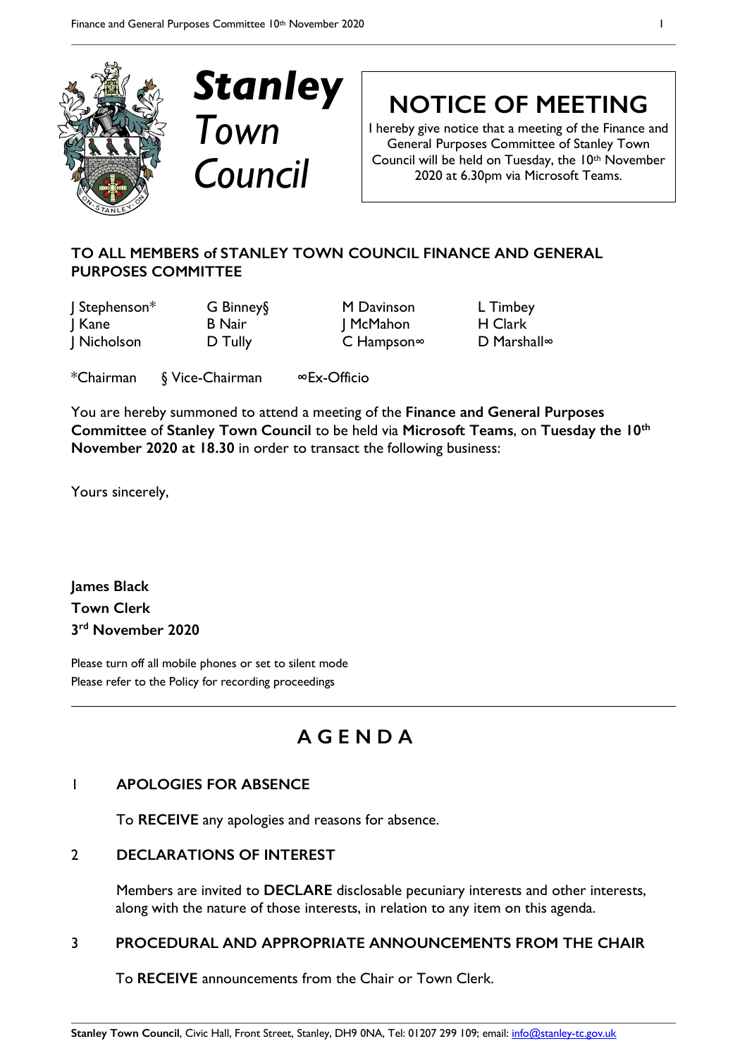# Stanley Town Council

## NOTICE OF MEETING

I hereby give notice that a meeting of the Finance and General Purposes Committee of Stanley Town Council will be held on Tuesday, the 10th November 2020 at 6.30pm via Microsoft Teams.

**TO ALL MEMBERS of STANLEY TOWN COUNCIL FINANCE AND GENERAL PURPOSES COMMITTEE**

| | | | |
|---|---|---|---|
| J Stephenson* | G Binney§ | M Davinson | L Timbey |
| J Kane | B Nair | J McMahon | H Clark |
| J Nicholson | D Tully | C Hampson∞ | D Marshall∞ |

*Chairman § Vice-Chairman ∞Ex-Officio

You are hereby summoned to attend a meeting of the **Finance and General Purposes Committee** of **Stanley Town Council** to be held via **Microsoft Teams**, on **Tuesday the 10th November 2020 at 18.30** in order to transact the following business:

Yours sincerely,

**James Black**
**Town Clerk**
**3rd November 2020**

Please turn off all mobile phones or set to silent mode
Please refer to the Policy for recording proceedings

## A G E N D A

### 1 APOLOGIES FOR ABSENCE

To **RECEIVE** any apologies and reasons for absence.

### 2 DECLARATIONS OF INTEREST

Members are invited to **DECLARE** disclosable pecuniary interests and other interests, along with the nature of those interests, in relation to any item on this agenda.

### 3 PROCEDURAL AND APPROPRIATE ANNOUNCEMENTS FROM THE CHAIR

To **RECEIVE** announcements from the Chair or Town Clerk.

**Stanley Town Council**, Civic Hall, Front Street, Stanley, DH9 0NA, Tel: 01207 299 109; email: info@stanley-tc.gov.uk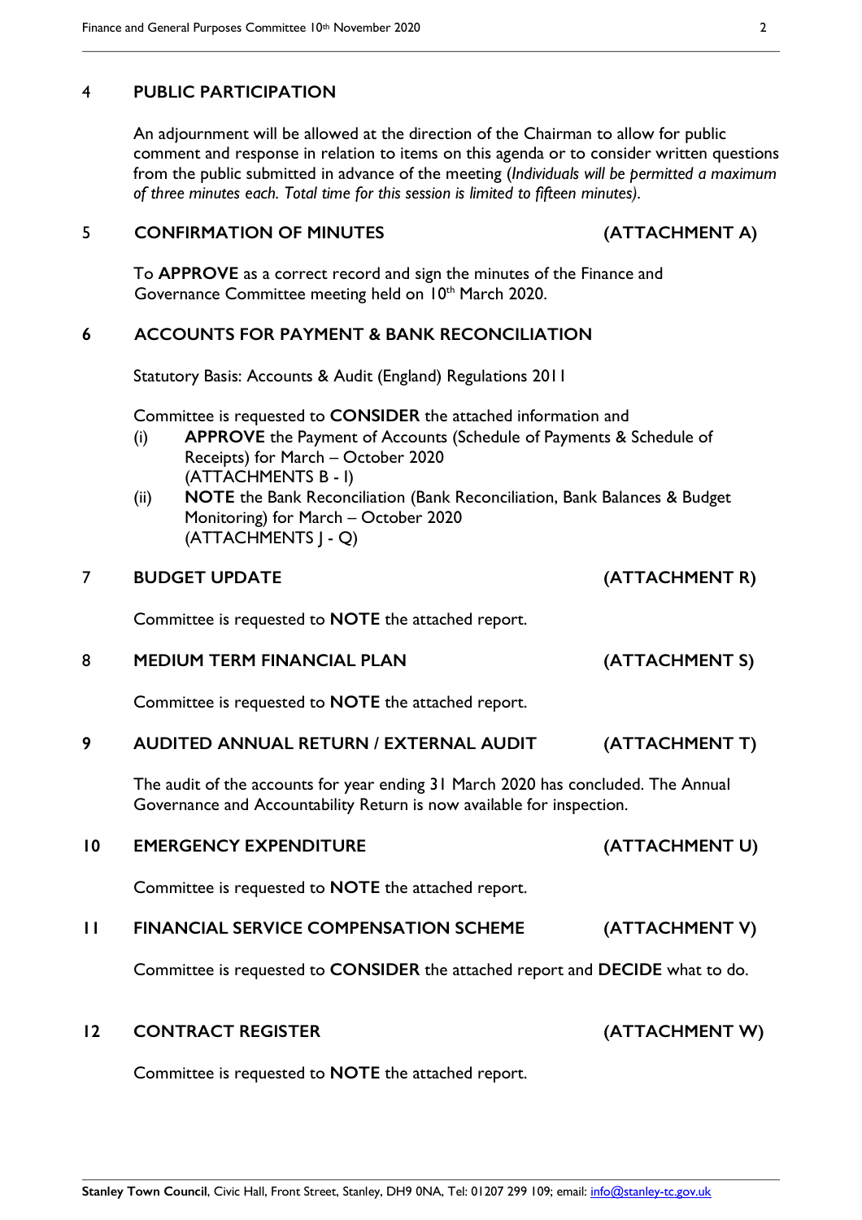## 4 PUBLIC PARTICIPATION

An adjournment will be allowed at the direction of the Chairman to allow for public comment and response in relation to items on this agenda or to consider written questions from the public submitted in advance of the meeting (*Individuals will be permitted a maximum of three minutes each. Total time for this session is limited to fifteen minutes).*

## 5 CONFIRMATION OF MINUTES (ATTACHMENT A)

To **APPROVE** as a correct record and sign the minutes of the Finance and Governance Committee meeting held on 10th March 2020.

## 6 ACCOUNTS FOR PAYMENT & BANK RECONCILIATION

Statutory Basis: Accounts & Audit (England) Regulations 2011

Committee is requested to **CONSIDER** the attached information and

(i) **APPROVE** the Payment of Accounts (Schedule of Payments & Schedule of Receipts) for March – October 2020 (ATTACHMENTS B - I)

(ii) **NOTE** the Bank Reconciliation (Bank Reconciliation, Bank Balances & Budget Monitoring) for March – October 2020 (ATTACHMENTS J - Q)

## 7 BUDGET UPDATE (ATTACHMENT R)

Committee is requested to **NOTE** the attached report.

## 8 MEDIUM TERM FINANCIAL PLAN (ATTACHMENT S)

Committee is requested to **NOTE** the attached report.

## 9 AUDITED ANNUAL RETURN / EXTERNAL AUDIT (ATTACHMENT T)

The audit of the accounts for year ending 31 March 2020 has concluded. The Annual Governance and Accountability Return is now available for inspection.

## 10 EMERGENCY EXPENDITURE (ATTACHMENT U)

Committee is requested to **NOTE** the attached report.

## 11 FINANCIAL SERVICE COMPENSATION SCHEME (ATTACHMENT V)

Committee is requested to **CONSIDER** the attached report and **DECIDE** what to do.

## 12 CONTRACT REGISTER (ATTACHMENT W)

Committee is requested to **NOTE** the attached report.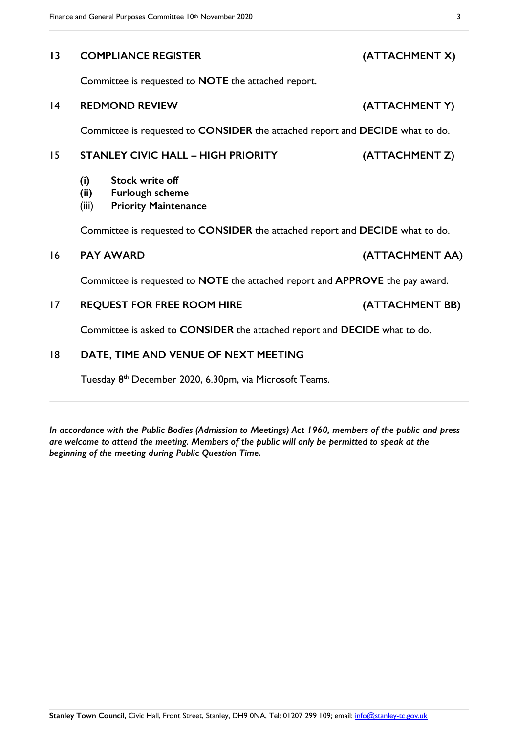## 13 COMPLIANCE REGISTER (ATTACHMENT X)

Committee is requested to **NOTE** the attached report.

## 14 REDMOND REVIEW (ATTACHMENT Y)

Committee is requested to **CONSIDER** the attached report and **DECIDE** what to do.

## 15 STANLEY CIVIC HALL – HIGH PRIORITY (ATTACHMENT Z)

**(i) Stock write off**
**(ii) Furlough scheme**
(iii) **Priority Maintenance**

Committee is requested to **CONSIDER** the attached report and **DECIDE** what to do.

## 16 PAY AWARD (ATTACHMENT AA)

Committee is requested to **NOTE** the attached report and **APPROVE** the pay award.

## 17 REQUEST FOR FREE ROOM HIRE (ATTACHMENT BB)

Committee is asked to **CONSIDER** the attached report and **DECIDE** what to do.

## 18 DATE, TIME AND VENUE OF NEXT MEETING

Tuesday 8th December 2020, 6.30pm, via Microsoft Teams.

---

***In accordance with the Public Bodies (Admission to Meetings) Act 1960, members of the public and press are welcome to attend the meeting. Members of the public will only be permitted to speak at the beginning of the meeting during Public Question Time.***